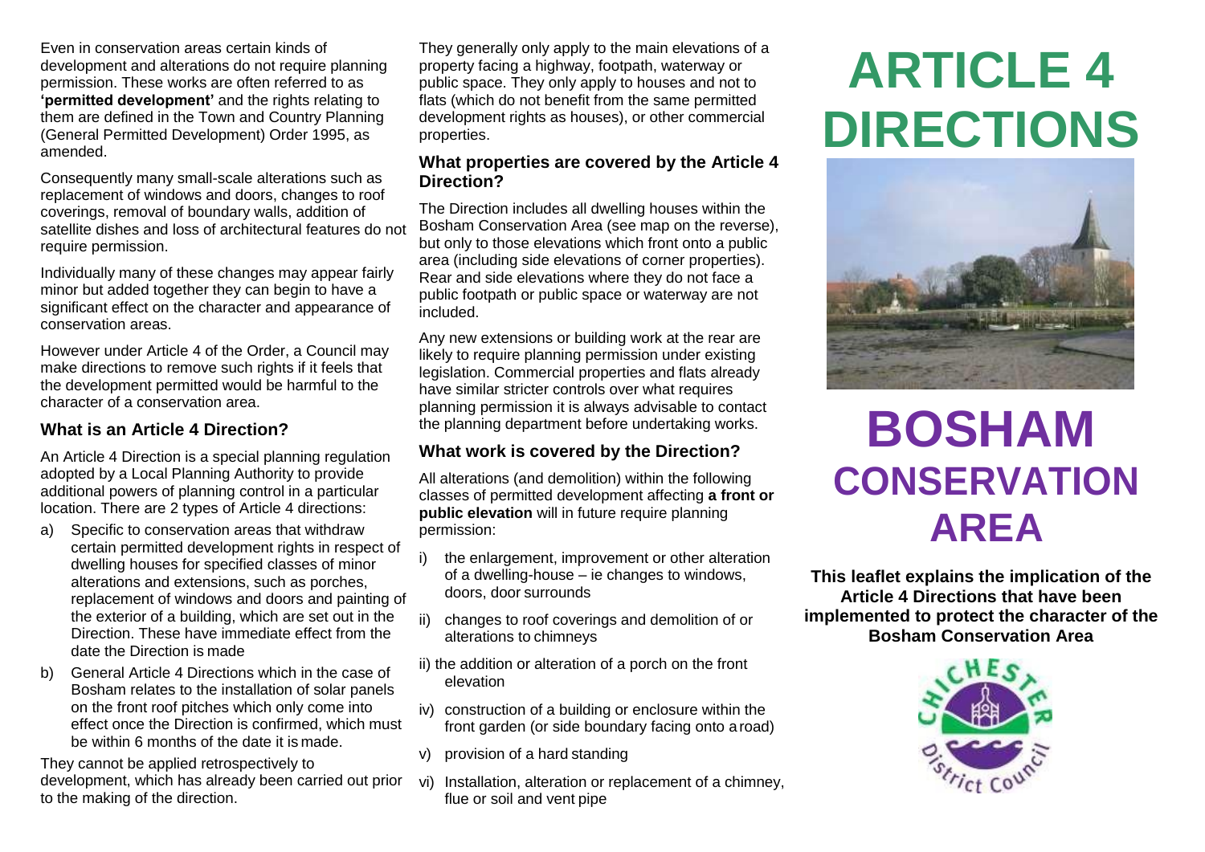Even in conservation areas certain kinds of development and alterations do not require planning permission. These works are often referred to as **'permitted development'** and the rights relating to them are defined in the Town and Country Planning (General Permitted Development) Order 1995, as amended.

Consequently many small-scale alterations such as replacement of windows and doors, changes to roof coverings, removal of boundary walls, addition of satellite dishes and loss of architectural features do not require permission.

Individually many of these changes may appear fairly minor but added together they can begin to have a significant effect on the character and appearance of conservation areas.

However under Article 4 of the Order, a Council may make directions to remove such rights if it feels that the development permitted would be harmful to the character of a conservation area.

### What is an Article 4 Direction?

An Article 4 Direction is a special planning regulation adopted by a Local Planning Authority to provide additional powers of planning control in a particular location. There are 2 types of Article 4 directions:

a) Specific to conservation areas that withdraw certain permitted development rights in respect of dwelling houses for specified classes of minor alterations and extensions, such as porches, replacement of windows and doors and painting of the exterior of a building, which are set out in the Direction. These have immediate effect from the date the Direction is made

b) General Article 4 Directions which in the case of Bosham relates to the installation of solar panels on the front roof pitches which only come into effect once the Direction is confirmed, which must be within 6 months of the date it is made.

They cannot be applied retrospectively to development, which has already been carried out prior to the making of the direction.

They generally only apply to the main elevations of a property facing a highway, footpath, waterway or public space. They only apply to houses and not to flats (which do not benefit from the same permitted development rights as houses), or other commercial properties.

### What properties are covered by the Article 4 Direction?

The Direction includes all dwelling houses within the Bosham Conservation Area (see map on the reverse), but only to those elevations which front onto a public area (including side elevations of corner properties). Rear and side elevations where they do not face a public footpath or public space or waterway are not included.

Any new extensions or building work at the rear are likely to require planning permission under existing legislation. Commercial properties and flats already have similar stricter controls over what requires planning permission it is always advisable to contact the planning department before undertaking works.

### What work is covered by the Direction?

All alterations (and demolition) within the following classes of permitted development affecting **a front or public elevation** will in future require planning permission:

i) the enlargement, improvement or other alteration of a dwelling-house – ie changes to windows, doors, door surrounds

ii) changes to roof coverings and demolition of or alterations to chimneys

ii) the addition or alteration of a porch on the front elevation

iv) construction of a building or enclosure within the front garden (or side boundary facing onto a road)

v) provision of a hard standing

vi) Installation, alteration or replacement of a chimney, flue or soil and vent pipe

# ARTICLE 4 DIRECTIONS

# BOSHAM CONSERVATION AREA

**This leaflet explains the implication of the Article 4 Directions that have been implemented to protect the character of the Bosham Conservation Area**

Chichester District Council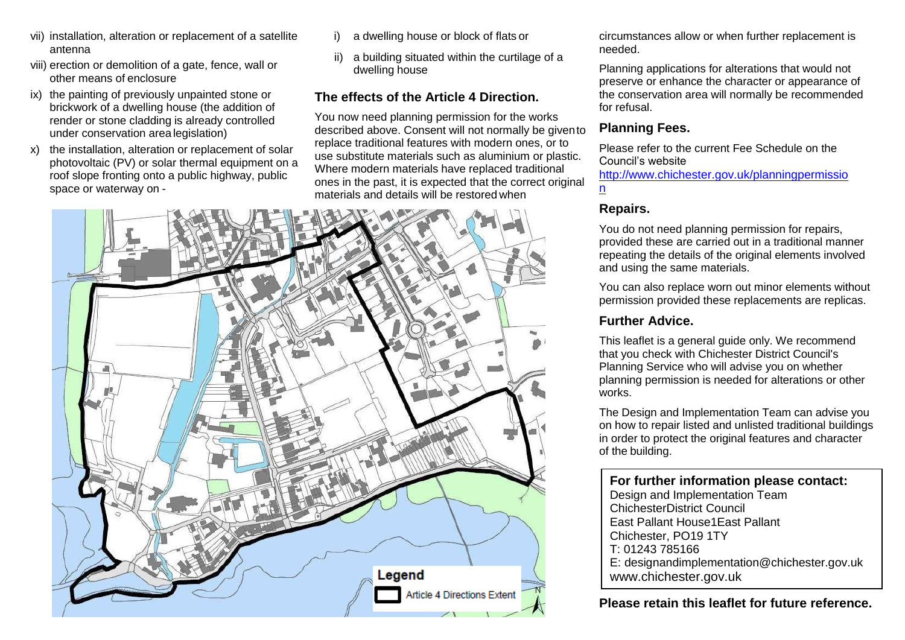vii) installation, alteration or replacement of a satellite antenna

viii) erection or demolition of a gate, fence, wall or other means of enclosure

ix) the painting of previously unpainted stone or brickwork of a dwelling house (the addition of render or stone cladding is already controlled under conservation area legislation)

x) the installation, alteration or replacement of solar photovoltaic (PV) or solar thermal equipment on a roof slope fronting onto a public highway, public space or waterway on -

i) a dwelling house or block of flats or

ii) a building situated within the curtilage of a dwelling house

### The effects of the Article 4 Direction.

You now need planning permission for the works described above. Consent will not normally be given to replace traditional features with modern ones, or to use substitute materials such as aluminium or plastic. Where modern materials have replaced traditional ones in the past, it is expected that the correct original materials and details will be restored when circumstances allow or when further replacement is needed.

Legend

Article 4 Directions Extent

N

Planning applications for alterations that would not preserve or enhance the character or appearance of the conservation area will normally be recommended for refusal.

### Planning Fees.

Please refer to the current Fee Schedule on the Council's website
http://www.chichester.gov.uk/planningpermission

### Repairs.

You do not need planning permission for repairs, provided these are carried out in a traditional manner repeating the details of the original elements involved and using the same materials.

You can also replace worn out minor elements without permission provided these replacements are replicas.

### Further Advice.

This leaflet is a general guide only. We recommend that you check with Chichester District Council's Planning Service who will advise you on whether planning permission is needed for alterations or other works.

The Design and Implementation Team can advise you on how to repair listed and unlisted traditional buildings in order to protect the original features and character of the building.

**For further information please contact:**
Design and Implementation Team
ChichesterDistrict Council
East Pallant House1East Pallant
Chichester, PO19 1TY
T: 01243 785166
E: designandimplementation@chichester.gov.uk
www.chichester.gov.uk

**Please retain this leaflet for future reference.**